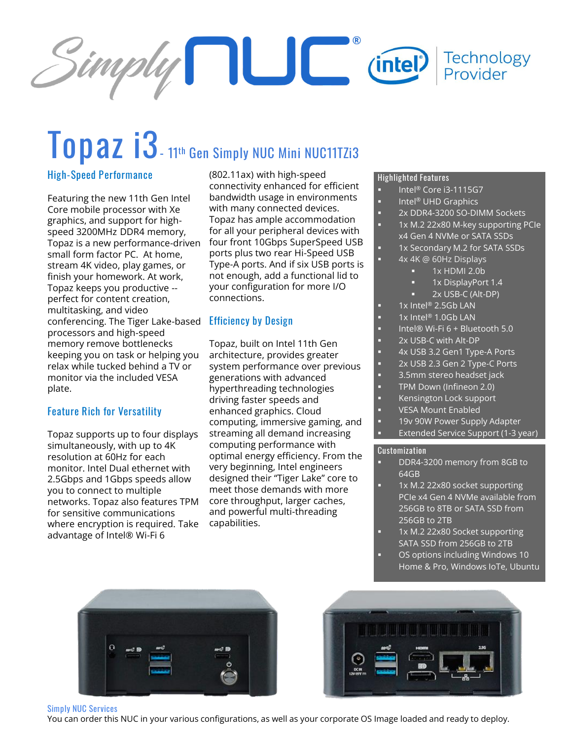Simply NUC® intel® Technology Provider

# Topaz i3 - 11th Gen Simply NUC Mini NUC11TZi3

## High-Speed Performance

Featuring the new 11th Gen Intel Core mobile processor with Xe graphics, and support for high-speed 3200MHz DDR4 memory, Topaz is a new performance-driven small form factor PC. At home, stream 4K video, play games, or finish your homework. At work, Topaz keeps you productive -- perfect for content creation, multitasking, and video conferencing. The Tiger Lake-based processors and high-speed memory remove bottlenecks keeping you on task or helping you relax while tucked behind a TV or monitor via the included VESA plate.

## Feature Rich for Versatility

Topaz supports up to four displays simultaneously, with up to 4K resolution at 60Hz for each monitor. Intel Dual ethernet with 2.5Gbps and 1Gbps speeds allow you to connect to multiple networks. Topaz also features TPM for sensitive communications where encryption is required. Take advantage of Intel® Wi-Fi 6 (802.11ax) with high-speed connectivity enhanced for efficient bandwidth usage in environments with many connected devices. Topaz has ample accommodation for all your peripheral devices with four front 10Gbps SuperSpeed USB ports plus two rear Hi-Speed USB Type-A ports. And if six USB ports is not enough, add a functional lid to your configuration for more I/O connections.

## Efficiency by Design

Topaz, built on Intel 11th Gen architecture, provides greater system performance over previous generations with advanced hyperthreading technologies driving faster speeds and enhanced graphics. Cloud computing, immersive gaming, and streaming all demand increasing computing performance with optimal energy efficiency. From the very beginning, Intel engineers designed their "Tiger Lake" core to meet those demands with more core throughput, larger caches, and powerful multi-threading capabilities.

## Highlighted Features

- Intel® Core i3-1115G7
- Intel® UHD Graphics
- 2x DDR4-3200 SO-DIMM Sockets
- 1x M.2 22x80 M-key supporting PCIe x4 Gen 4 NVMe or SATA SSDs
- 1x Secondary M.2 for SATA SSDs
- 4x 4K @ 60Hz Displays
  - 1x HDMI 2.0b
  - 1x DisplayPort 1.4
  - 2x USB-C (Alt-DP)
- 1x Intel® 2.5Gb LAN
- 1x Intel® 1.0Gb LAN
- Intel® Wi-Fi 6 + Bluetooth 5.0
- 2x USB-C with Alt-DP
- 4x USB 3.2 Gen1 Type-A Ports
- 2x USB 2.3 Gen 2 Type-C Ports
- 3.5mm stereo headset jack
- TPM Down (Infineon 2.0)
- Kensington Lock support
- VESA Mount Enabled
- 19v 90W Power Supply Adapter
- Extended Service Support (1-3 year)

## Customization

- DDR4-3200 memory from 8GB to 64GB
- 1x M.2 22x80 socket supporting PCIe x4 Gen 4 NVMe available from 256GB to 8TB or SATA SSD from 256GB to 2TB
- 1x M.2 22x80 Socket supporting SATA SSD from 256GB to 2TB
- OS options including Windows 10 Home & Pro, Windows IoTe, Ubuntu

## Simply NUC Services

You can order this NUC in your various configurations, as well as your corporate OS Image loaded and ready to deploy.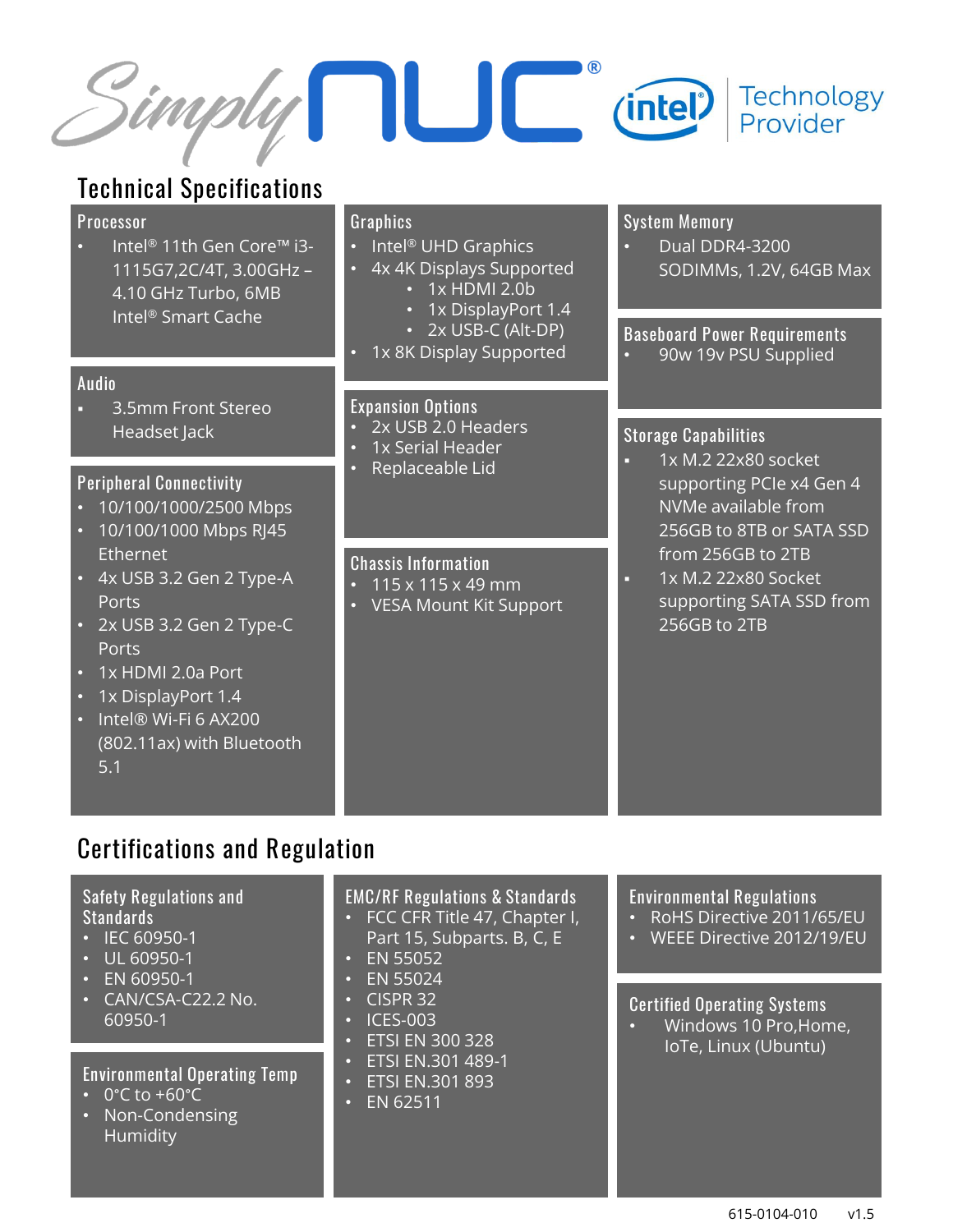Simply NUC® | intel® Technology Provider

# Technical Specifications

### Processor

- Intel® 11th Gen Core™ i3-1115G7,2C/4T, 3.00GHz – 4.10 GHz Turbo, 6MB Intel® Smart Cache

### Audio

- 3.5mm Front Stereo Headset Jack

### Peripheral Connectivity

- 10/100/1000/2500 Mbps
- 10/100/1000 Mbps RJ45 Ethernet
- 4x USB 3.2 Gen 2 Type-A Ports
- 2x USB 3.2 Gen 2 Type-C Ports
- 1x HDMI 2.0a Port
- 1x DisplayPort 1.4
- Intel® Wi-Fi 6 AX200 (802.11ax) with Bluetooth 5.1

### Graphics

- Intel® UHD Graphics
- 4x 4K Displays Supported
  - 1x HDMI 2.0b
  - 1x DisplayPort 1.4
  - 2x USB-C (Alt-DP)
- 1x 8K Display Supported

### Expansion Options

- 2x USB 2.0 Headers
- 1x Serial Header
- Replaceable Lid

### Chassis Information

- 115 x 115 x 49 mm
- VESA Mount Kit Support

### System Memory

- Dual DDR4-3200 SODIMMs, 1.2V, 64GB Max

### Baseboard Power Requirements

- 90w 19v PSU Supplied

### Storage Capabilities

- 1x M.2 22x80 socket supporting PCIe x4 Gen 4 NVMe available from 256GB to 8TB or SATA SSD from 256GB to 2TB
- 1x M.2 22x80 Socket supporting SATA SSD from 256GB to 2TB

# Certifications and Regulation

### Safety Regulations and Standards

- IEC 60950-1
- UL 60950-1
- EN 60950-1
- CAN/CSA-C22.2 No. 60950-1

### Environmental Operating Temp

- 0°C to +60°C
- Non-Condensing Humidity

### EMC/RF Regulations & Standards

- FCC CFR Title 47, Chapter I, Part 15, Subparts. B, C, E
- EN 55052
- EN 55024
- CISPR 32
- ICES-003
- ETSI EN 300 328
- ETSI EN.301 489-1
- ETSI EN.301 893
- EN 62511

### Environmental Regulations

- RoHS Directive 2011/65/EU
- WEEE Directive 2012/19/EU

### Certified Operating Systems

- Windows 10 Pro,Home, IoTe, Linux (Ubuntu)

615-0104-010 v1.5